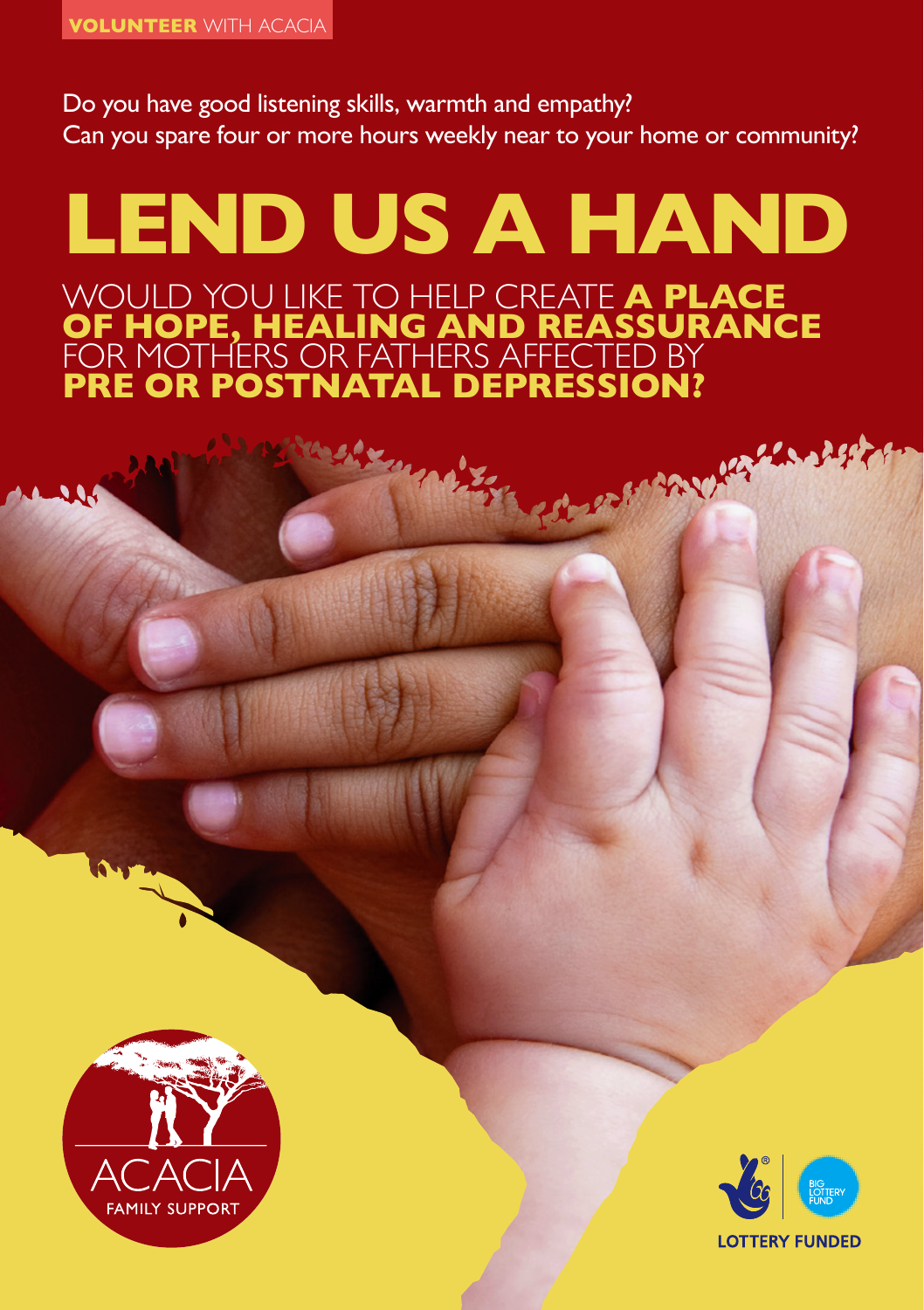**VOLUNTEER** WITH ACACIA

Do you have good listening skills, warmth and empathy?
Can you spare four or more hours weekly near to your home or community?

# LEND US A HAND

WOULD YOU LIKE TO HELP CREATE **A PLACE OF HOPE, HEALING AND REASSURANCE** FOR MOTHERS OR FATHERS AFFECTED BY **PRE OR POSTNATAL DEPRESSION?**

ACACIA
FAMILY SUPPORT

BIG LOTTERY FUND

LOTTERY FUNDED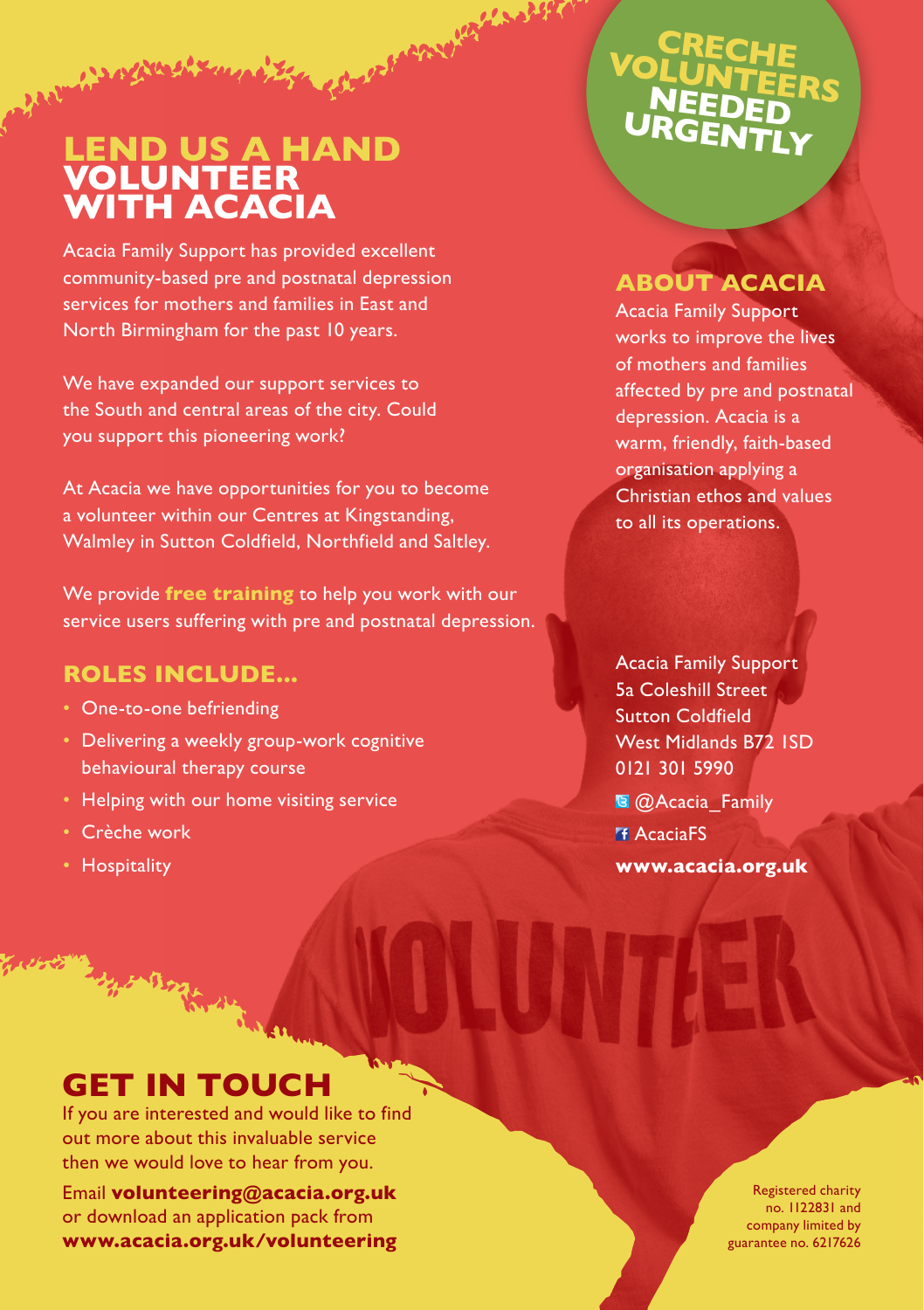# LEND US A HAND VOLUNTEER WITH ACACIA

Acacia Family Support has provided excellent community-based pre and postnatal depression services for mothers and families in East and North Birmingham for the past 10 years.

We have expanded our support services to the South and central areas of the city. Could you support this pioneering work?

At Acacia we have opportunities for you to become a volunteer within our Centres at Kingstanding, Walmley in Sutton Coldfield, Northfield and Saltley.

We provide **free training** to help you work with our service users suffering with pre and postnatal depression.

## ROLES INCLUDE...

- One-to-one befriending
- Delivering a weekly group-work cognitive behavioural therapy course
- Helping with our home visiting service
- Crèche work
- Hospitality

**CRECHE VOLUNTEERS NEEDED URGENTLY**

## ABOUT ACACIA

Acacia Family Support works to improve the lives of mothers and families affected by pre and postnatal depression. Acacia is a warm, friendly, faith-based organisation applying a Christian ethos and values to all its operations.

Acacia Family Support
5a Coleshill Street
Sutton Coldfield
West Midlands B72 1SD
0121 301 5990

@Acacia_Family

AcaciaFS

**www.acacia.org.uk**

## GET IN TOUCH

If you are interested and would like to find out more about this invaluable service then we would love to hear from you.

Email **volunteering@acacia.org.uk** or download an application pack from **www.acacia.org.uk/volunteering**

Registered charity no. 1122831 and company limited by guarantee no. 6217626